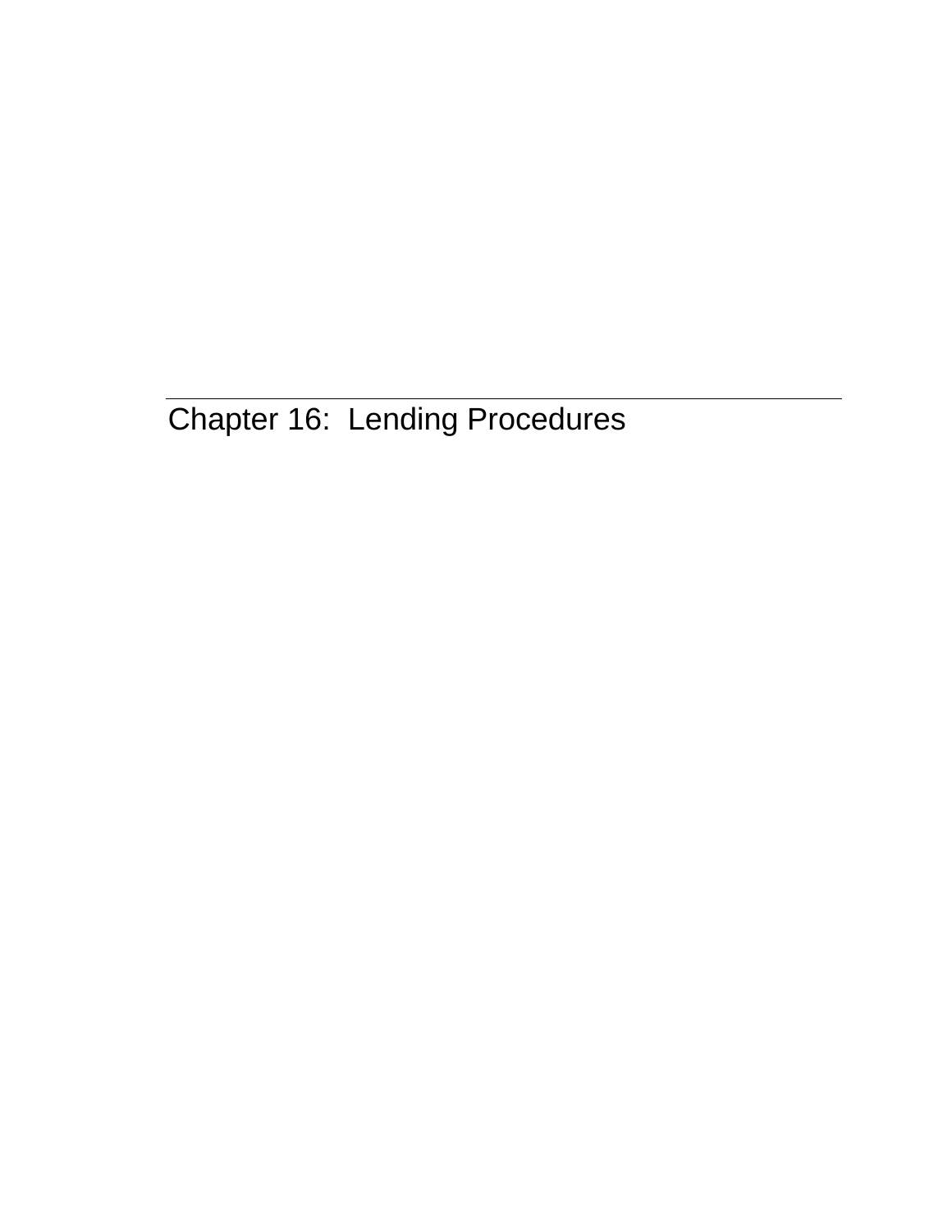# Chapter 16:  Lending Procedures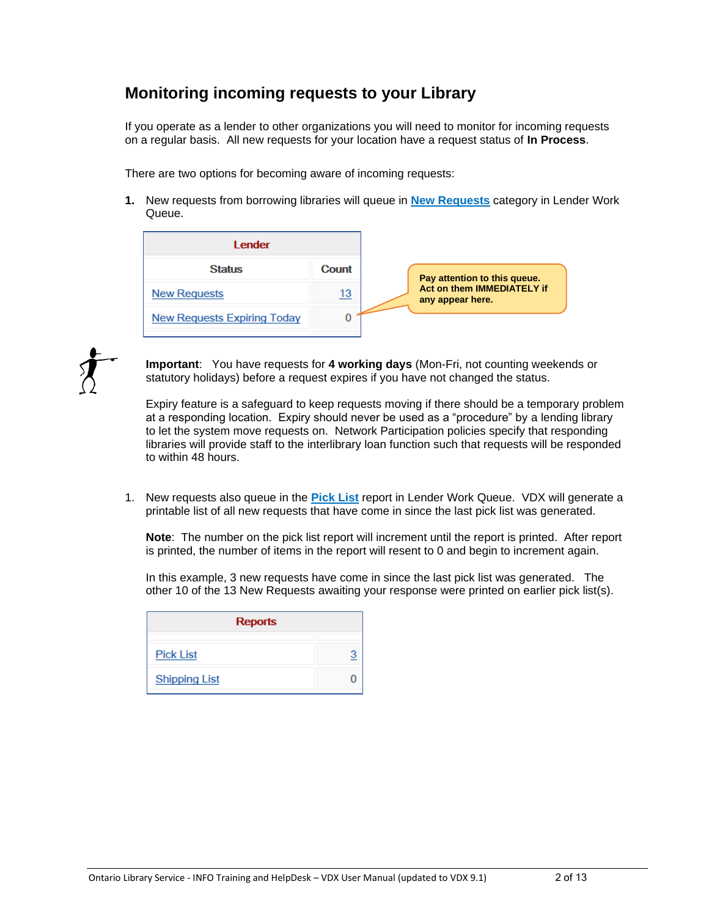## Monitoring incoming requests to your Library

If you operate as a lender to other organizations you will need to monitor for incoming requests on a regular basis. All new requests for your location have a request status of **In Process**.

There are two options for becoming aware of incoming requests:

**1.** New requests from borrowing libraries will queue in **New Requests** category in Lender Work Queue.

| Lender | |
|---|---|
| Status | Count |
| New Requests | 13 |
| New Requests Expiring Today | 0 |

**Pay attention to this queue. Act on them IMMEDIATELY if any appear here.**

**Important**: You have requests for **4 working days** (Mon-Fri, not counting weekends or statutory holidays) before a request expires if you have not changed the status.

Expiry feature is a safeguard to keep requests moving if there should be a temporary problem at a responding location. Expiry should never be used as a "procedure" by a lending library to let the system move requests on. Network Participation policies specify that responding libraries will provide staff to the interlibrary loan function such that requests will be responded to within 48 hours.

1. New requests also queue in the **Pick List** report in Lender Work Queue. VDX will generate a printable list of all new requests that have come in since the last pick list was generated.

   **Note**: The number on the pick list report will increment until the report is printed. After report is printed, the number of items in the report will resent to 0 and begin to increment again.

   In this example, 3 new requests have come in since the last pick list was generated. The other 10 of the 13 New Requests awaiting your response were printed on earlier pick list(s).

| Reports | |
|---|---|
| Pick List | 3 |
| Shipping List | 0 |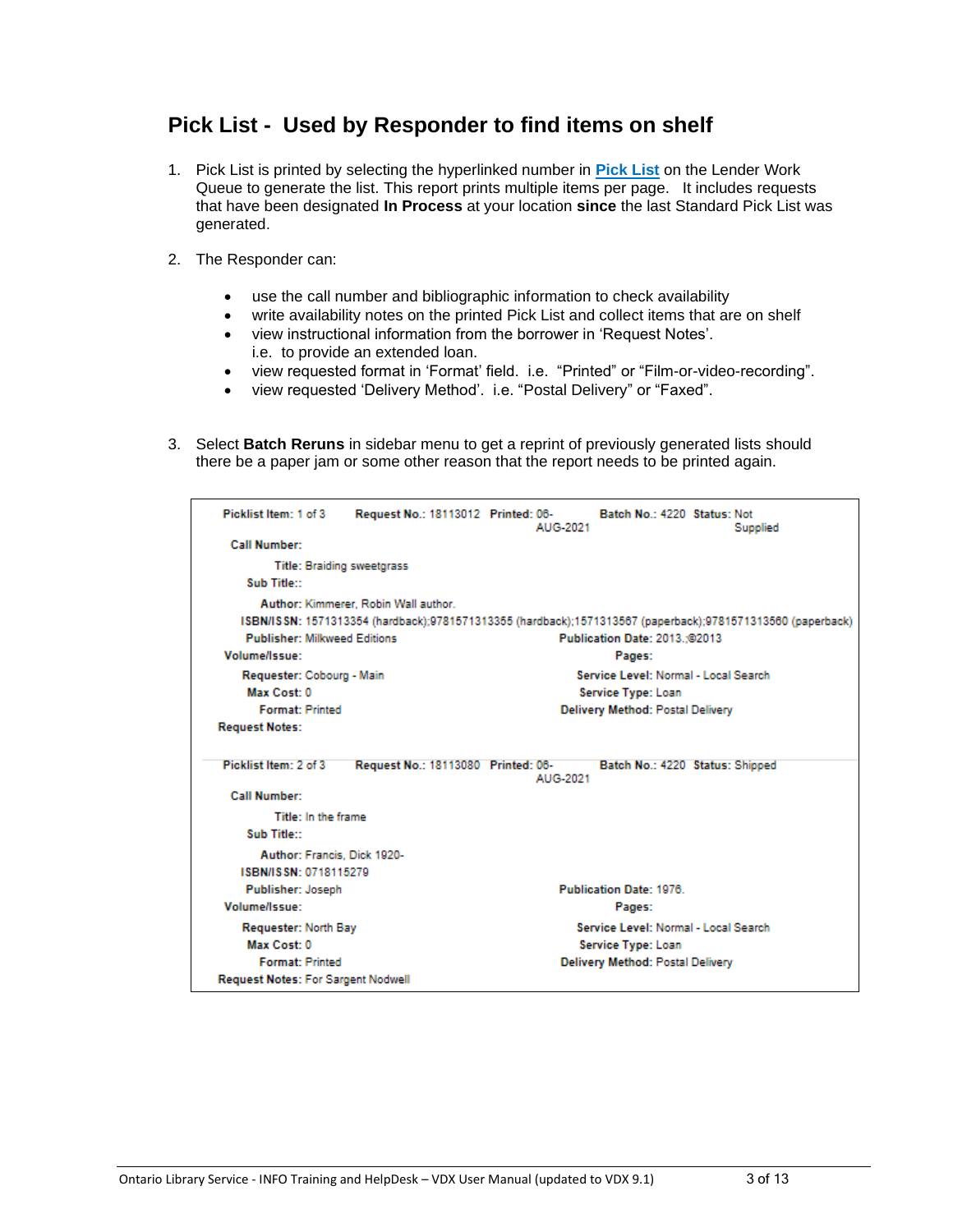## Pick List - Used by Responder to find items on shelf

1. Pick List is printed by selecting the hyperlinked number in **Pick List** on the Lender Work Queue to generate the list. This report prints multiple items per page. It includes requests that have been designated **In Process** at your location **since** the last Standard Pick List was generated.

2. The Responder can:

   - use the call number and bibliographic information to check availability
   - write availability notes on the printed Pick List and collect items that are on shelf
   - view instructional information from the borrower in 'Request Notes'.
     i.e. to provide an extended loan.
   - view requested format in 'Format' field. i.e. "Printed" or "Film-or-video-recording".
   - view requested 'Delivery Method'. i.e. "Postal Delivery" or "Faxed".

3. Select **Batch Reruns** in sidebar menu to get a reprint of previously generated lists should there be a paper jam or some other reason that the report needs to be printed again.

**Picklist Item:** 1 of 3 **Request No.:** 18113012 **Printed:** 06-AUG-2021 **Batch No.:** 4220 **Status:** Not Supplied
**Call Number:**
**Title:** Braiding sweetgrass
**Sub Title::**
**Author:** Kimmerer, Robin Wall author.
**ISBN/ISSN:** 1571313354 (hardback);9781571313355 (hardback);1571313567 (paperback);9781571313560 (paperback)
**Publisher:** Milkweed Editions **Publication Date:** 2013.;©2013
**Volume/Issue:** **Pages:**
**Requester:** Cobourg - Main **Service Level:** Normal - Local Search
**Max Cost:** 0 **Service Type:** Loan
**Format:** Printed **Delivery Method:** Postal Delivery
**Request Notes:**

**Picklist Item:** 2 of 3 **Request No.:** 18113080 **Printed:** 06-AUG-2021 **Batch No.:** 4220 **Status:** Shipped
**Call Number:**
**Title:** In the frame
**Sub Title::**
**Author:** Francis, Dick 1920-
**ISBN/ISSN:** 0718115279
**Publisher:** Joseph **Publication Date:** 1976.
**Volume/Issue:** **Pages:**
**Requester:** North Bay **Service Level:** Normal - Local Search
**Max Cost:** 0 **Service Type:** Loan
**Format:** Printed **Delivery Method:** Postal Delivery
**Request Notes:** For Sargent Nodwell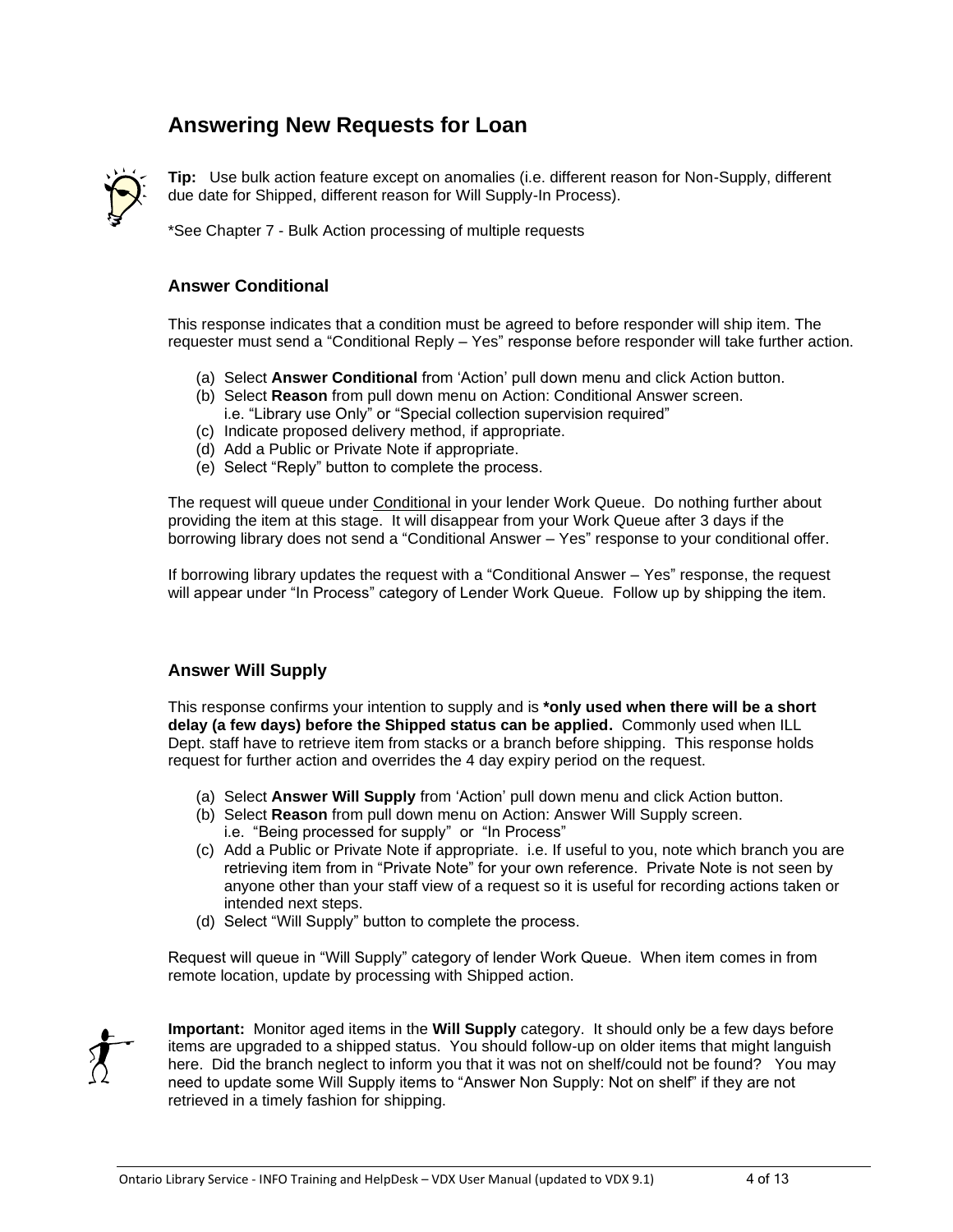## Answering New Requests for Loan

**Tip:** Use bulk action feature except on anomalies (i.e. different reason for Non-Supply, different due date for Shipped, different reason for Will Supply-In Process).

*See Chapter 7 - Bulk Action processing of multiple requests

### Answer Conditional

This response indicates that a condition must be agreed to before responder will ship item. The requester must send a "Conditional Reply – Yes" response before responder will take further action.

(a) Select **Answer Conditional** from 'Action' pull down menu and click Action button.
(b) Select **Reason** from pull down menu on Action: Conditional Answer screen. i.e. "Library use Only" or "Special collection supervision required"
(c) Indicate proposed delivery method, if appropriate.
(d) Add a Public or Private Note if appropriate.
(e) Select "Reply" button to complete the process.

The request will queue under Conditional in your lender Work Queue. Do nothing further about providing the item at this stage. It will disappear from your Work Queue after 3 days if the borrowing library does not send a "Conditional Answer – Yes" response to your conditional offer.

If borrowing library updates the request with a "Conditional Answer – Yes" response, the request will appear under "In Process" category of Lender Work Queue. Follow up by shipping the item.

### Answer Will Supply

This response confirms your intention to supply and is ***only used when there will be a short delay (a few days) before the Shipped status can be applied.** Commonly used when ILL Dept. staff have to retrieve item from stacks or a branch before shipping. This response holds request for further action and overrides the 4 day expiry period on the request.

(a) Select **Answer Will Supply** from 'Action' pull down menu and click Action button.
(b) Select **Reason** from pull down menu on Action: Answer Will Supply screen. i.e. "Being processed for supply" or "In Process"
(c) Add a Public or Private Note if appropriate. i.e. If useful to you, note which branch you are retrieving item from in "Private Note" for your own reference. Private Note is not seen by anyone other than your staff view of a request so it is useful for recording actions taken or intended next steps.
(d) Select "Will Supply" button to complete the process.

Request will queue in "Will Supply" category of lender Work Queue. When item comes in from remote location, update by processing with Shipped action.

**Important:** Monitor aged items in the **Will Supply** category. It should only be a few days before items are upgraded to a shipped status. You should follow-up on older items that might languish here. Did the branch neglect to inform you that it was not on shelf/could not be found? You may need to update some Will Supply items to "Answer Non Supply: Not on shelf" if they are not retrieved in a timely fashion for shipping.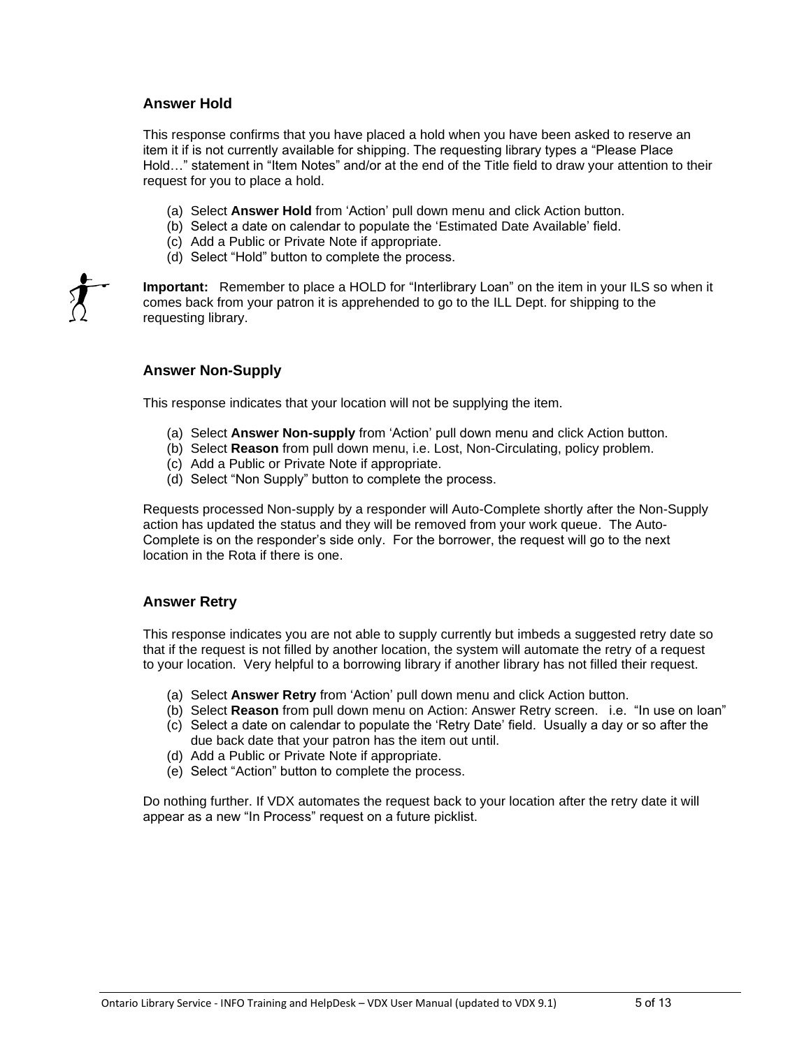### Answer Hold

This response confirms that you have placed a hold when you have been asked to reserve an item it if is not currently available for shipping. The requesting library types a "Please Place Hold…" statement in "Item Notes" and/or at the end of the Title field to draw your attention to their request for you to place a hold.

(a) Select **Answer Hold** from 'Action' pull down menu and click Action button.
(b) Select a date on calendar to populate the 'Estimated Date Available' field.
(c) Add a Public or Private Note if appropriate.
(d) Select "Hold" button to complete the process.

**Important:** Remember to place a HOLD for "Interlibrary Loan" on the item in your ILS so when it comes back from your patron it is apprehended to go to the ILL Dept. for shipping to the requesting library.

### Answer Non-Supply

This response indicates that your location will not be supplying the item.

(a) Select **Answer Non-supply** from 'Action' pull down menu and click Action button.
(b) Select **Reason** from pull down menu, i.e. Lost, Non-Circulating, policy problem.
(c) Add a Public or Private Note if appropriate.
(d) Select "Non Supply" button to complete the process.

Requests processed Non-supply by a responder will Auto-Complete shortly after the Non-Supply action has updated the status and they will be removed from your work queue. The Auto-Complete is on the responder's side only. For the borrower, the request will go to the next location in the Rota if there is one.

### Answer Retry

This response indicates you are not able to supply currently but imbeds a suggested retry date so that if the request is not filled by another location, the system will automate the retry of a request to your location. Very helpful to a borrowing library if another library has not filled their request.

(a) Select **Answer Retry** from 'Action' pull down menu and click Action button.
(b) Select **Reason** from pull down menu on Action: Answer Retry screen. i.e. "In use on loan"
(c) Select a date on calendar to populate the 'Retry Date' field. Usually a day or so after the due back date that your patron has the item out until.
(d) Add a Public or Private Note if appropriate.
(e) Select "Action" button to complete the process.

Do nothing further. If VDX automates the request back to your location after the retry date it will appear as a new "In Process" request on a future picklist.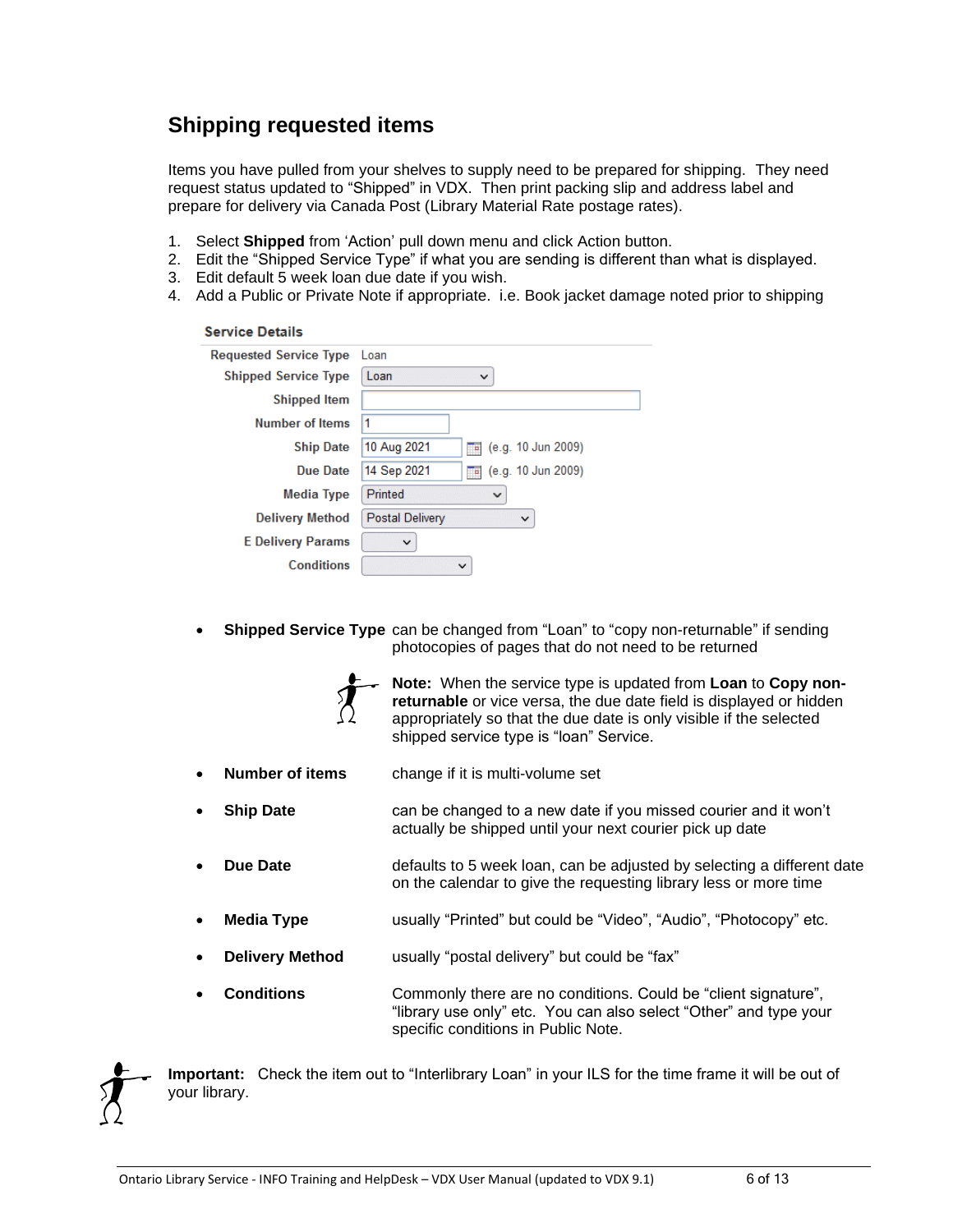## Shipping requested items

Items you have pulled from your shelves to supply need to be prepared for shipping. They need request status updated to "Shipped" in VDX. Then print packing slip and address label and prepare for delivery via Canada Post (Library Material Rate postage rates).

1. Select **Shipped** from 'Action' pull down menu and click Action button.
2. Edit the "Shipped Service Type" if what you are sending is different than what is displayed.
3. Edit default 5 week loan due date if you wish.
4. Add a Public or Private Note if appropriate. i.e. Book jacket damage noted prior to shipping

**Service Details**

| | |
|---|---|
| Requested Service Type | Loan |
| Shipped Service Type | Loan |
| Shipped Item | |
| Number of Items | 1 |
| Ship Date | 10 Aug 2021 (e.g. 10 Jun 2009) |
| Due Date | 14 Sep 2021 (e.g. 10 Jun 2009) |
| Media Type | Printed |
| Delivery Method | Postal Delivery |
| E Delivery Params | |
| Conditions | |

- **Shipped Service Type** can be changed from "Loan" to "copy non-returnable" if sending photocopies of pages that do not need to be returned

  **Note:** When the service type is updated from **Loan** to **Copy non-returnable** or vice versa, the due date field is displayed or hidden appropriately so that the due date is only visible if the selected shipped service type is "loan" Service.

- **Number of items** change if it is multi-volume set
- **Ship Date** can be changed to a new date if you missed courier and it won't actually be shipped until your next courier pick up date
- **Due Date** defaults to 5 week loan, can be adjusted by selecting a different date on the calendar to give the requesting library less or more time
- **Media Type** usually "Printed" but could be "Video", "Audio", "Photocopy" etc.
- **Delivery Method** usually "postal delivery" but could be "fax"
- **Conditions** Commonly there are no conditions. Could be "client signature", "library use only" etc. You can also select "Other" and type your specific conditions in Public Note.

**Important:** Check the item out to "Interlibrary Loan" in your ILS for the time frame it will be out of your library.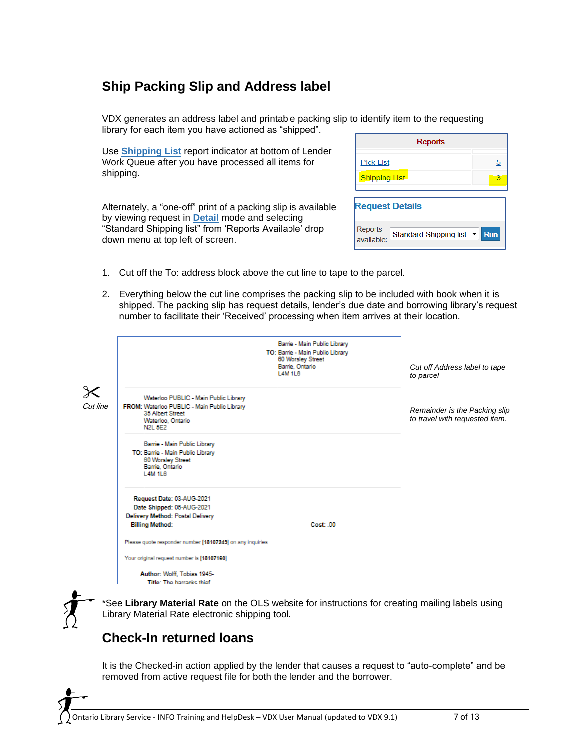## Ship Packing Slip and Address label

VDX generates an address label and printable packing slip to identify item to the requesting library for each item you have actioned as "shipped".

Use **Shipping List** report indicator at bottom of Lender Work Queue after you have processed all items for shipping.

| Reports | |
|---|---|
| Pick List | 5 |
| Shipping List | 3 |

Alternately, a "one-off" print of a packing slip is available by viewing request in **Detail** mode and selecting "Standard Shipping list" from 'Reports Available' drop down menu at top left of screen.

**Request Details**

Reports available: Standard Shipping list | Run

1. Cut off the To: address block above the cut line to tape to the parcel.
2. Everything below the cut line comprises the packing slip to be included with book when it is shipped. The packing slip has request details, lender's due date and borrowing library's request number to facilitate their 'Received' processing when item arrives at their location.

Barrie - Main Public Library
TO: Barrie - Main Public Library
60 Worsley Street
Barrie, Ontario
L4M 1L6

*Cut off Address label to tape to parcel*

*Cut line*

Waterloo PUBLIC - Main Public Library
FROM: Waterloo PUBLIC - Main Public Library
35 Albert Street
Waterloo, Ontario
N2L 5E2

*Remainder is the Packing slip to travel with requested item.*

Barrie - Main Public Library
TO: Barrie - Main Public Library
60 Worsley Street
Barrie, Ontario
L4M 1L6

**Request Date:** 03-AUG-2021
**Date Shipped:** 06-AUG-2021
**Delivery Method:** Postal Delivery
**Billing Method:** **Cost:** .00

Please quote responder number [18107245] on any inquiries

Your original request number is [18107160]

**Author:** Wolff, Tobias 1945-
**Title:** The barracks thief

*See **Library Material Rate** on the OLS website for instructions for creating mailing labels using Library Material Rate electronic shipping tool.

## Check-In returned loans

It is the Checked-in action applied by the lender that causes a request to "auto-complete" and be removed from active request file for both the lender and the borrower.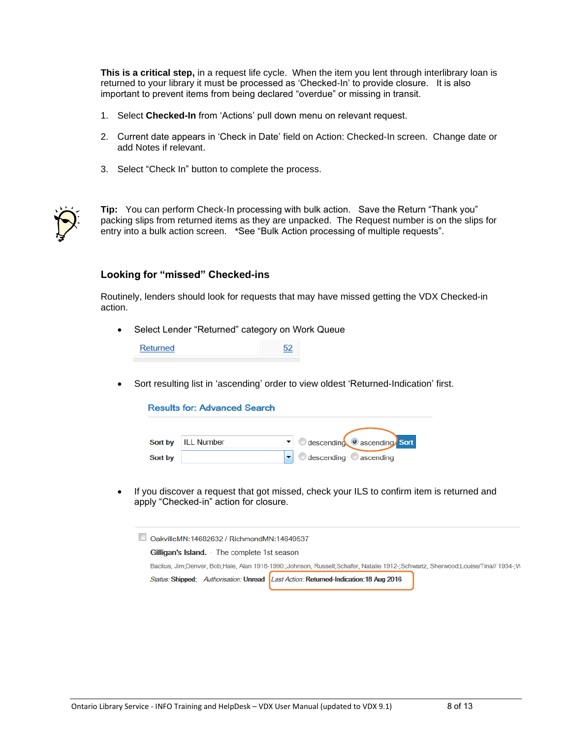**This is a critical step,** in a request life cycle. When the item you lent through interlibrary loan is returned to your library it must be processed as 'Checked-In' to provide closure. It is also important to prevent items from being declared "overdue" or missing in transit.

1. Select **Checked-In** from 'Actions' pull down menu on relevant request.
2. Current date appears in 'Check in Date' field on Action: Checked-In screen. Change date or add Notes if relevant.
3. Select "Check In" button to complete the process.

**Tip:** You can perform Check-In processing with bulk action. Save the Return "Thank you" packing slips from returned items as they are unpacked. The Request number is on the slips for entry into a bulk action screen. *See "Bulk Action processing of multiple requests".

### Looking for "missed" Checked-ins

Routinely, lenders should look for requests that may have missed getting the VDX Checked-in action.

- Select Lender "Returned" category on Work Queue

  | Returned | 52 |
  |---|---|

- Sort resulting list in 'ascending' order to view oldest 'Returned-Indication' first.

  **Results for: Advanced Search**

  Sort by ILL Number ○ descending ◉ ascending Sort
  Sort by ○ descending ○ ascending

- If you discover a request that got missed, check your ILS to confirm item is returned and apply "Checked-in" action for closure.

  OakvilleMN:14682632 / RichmondMN:14649537
  **Gilligan's Island.** - The complete 1st season
  Backus, Jim;Denver, Bob;Hale, Alan 1918-1990.;Johnson, Russell;Schafer, Natalie 1912-;Schwartz, Sherwood;Louise/Tina// 1934-;W
  *Status:* **Shipped:** *Authorisation:* **Unread** *Last Action:* **Returned-Indication:18 Aug 2016**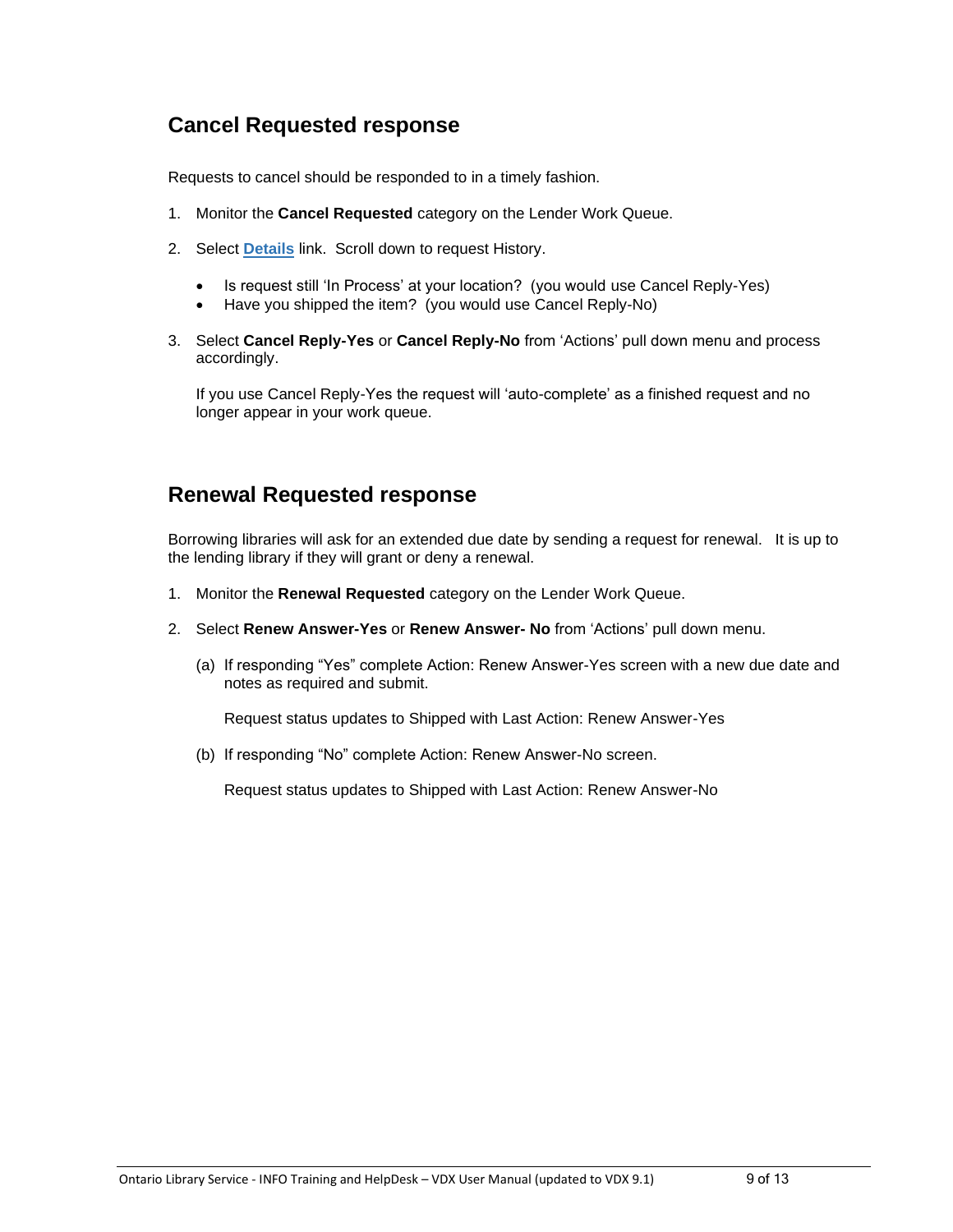## Cancel Requested response

Requests to cancel should be responded to in a timely fashion.

1. Monitor the **Cancel Requested** category on the Lender Work Queue.

2. Select **Details** link. Scroll down to request History.

   - Is request still 'In Process' at your location? (you would use Cancel Reply-Yes)
   - Have you shipped the item? (you would use Cancel Reply-No)

3. Select **Cancel Reply-Yes** or **Cancel Reply-No** from 'Actions' pull down menu and process accordingly.

   If you use Cancel Reply-Yes the request will 'auto-complete' as a finished request and no longer appear in your work queue.

## Renewal Requested response

Borrowing libraries will ask for an extended due date by sending a request for renewal. It is up to the lending library if they will grant or deny a renewal.

1. Monitor the **Renewal Requested** category on the Lender Work Queue.

2. Select **Renew Answer-Yes** or **Renew Answer- No** from 'Actions' pull down menu.

   (a) If responding "Yes" complete Action: Renew Answer-Yes screen with a new due date and notes as required and submit.

   Request status updates to Shipped with Last Action: Renew Answer-Yes

   (b) If responding "No" complete Action: Renew Answer-No screen.

   Request status updates to Shipped with Last Action: Renew Answer-No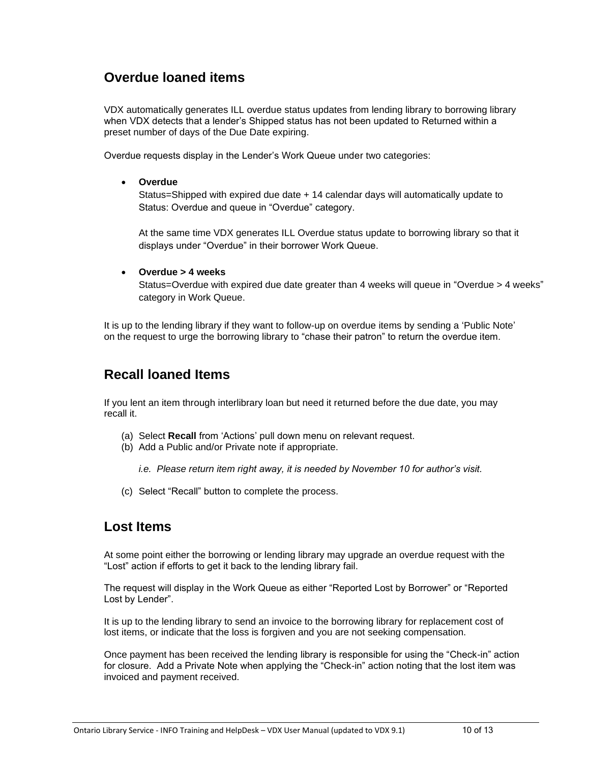## Overdue loaned items

VDX automatically generates ILL overdue status updates from lending library to borrowing library when VDX detects that a lender's Shipped status has not been updated to Returned within a preset number of days of the Due Date expiring.

Overdue requests display in the Lender's Work Queue under two categories:

- **Overdue**
  Status=Shipped with expired due date + 14 calendar days will automatically update to Status: Overdue and queue in "Overdue" category.

  At the same time VDX generates ILL Overdue status update to borrowing library so that it displays under "Overdue" in their borrower Work Queue.

- **Overdue > 4 weeks**
  Status=Overdue with expired due date greater than 4 weeks will queue in "Overdue > 4 weeks" category in Work Queue.

It is up to the lending library if they want to follow-up on overdue items by sending a 'Public Note' on the request to urge the borrowing library to "chase their patron" to return the overdue item.

## Recall loaned Items

If you lent an item through interlibrary loan but need it returned before the due date, you may recall it.

(a) Select **Recall** from 'Actions' pull down menu on relevant request.
(b) Add a Public and/or Private note if appropriate.

    *i.e. Please return item right away, it is needed by November 10 for author's visit.*

(c) Select "Recall" button to complete the process.

## Lost Items

At some point either the borrowing or lending library may upgrade an overdue request with the "Lost" action if efforts to get it back to the lending library fail.

The request will display in the Work Queue as either "Reported Lost by Borrower" or "Reported Lost by Lender".

It is up to the lending library to send an invoice to the borrowing library for replacement cost of lost items, or indicate that the loss is forgiven and you are not seeking compensation.

Once payment has been received the lending library is responsible for using the "Check-in" action for closure. Add a Private Note when applying the "Check-in" action noting that the lost item was invoiced and payment received.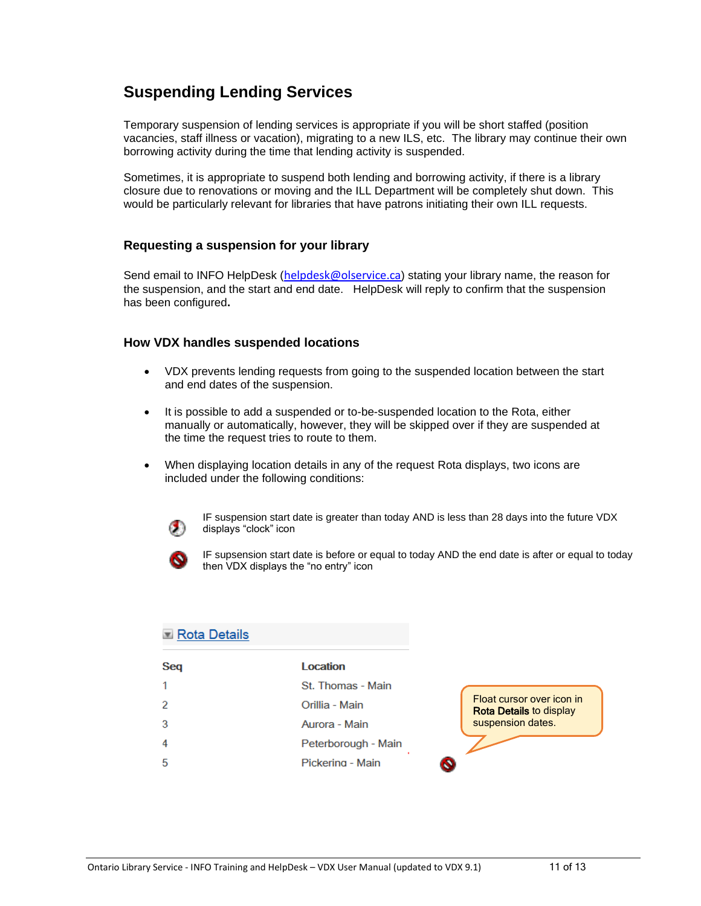## Suspending Lending Services

Temporary suspension of lending services is appropriate if you will be short staffed (position vacancies, staff illness or vacation), migrating to a new ILS, etc. The library may continue their own borrowing activity during the time that lending activity is suspended.

Sometimes, it is appropriate to suspend both lending and borrowing activity, if there is a library closure due to renovations or moving and the ILL Department will be completely shut down. This would be particularly relevant for libraries that have patrons initiating their own ILL requests.

### Requesting a suspension for your library

Send email to INFO HelpDesk (helpdesk@olservice.ca) stating your library name, the reason for the suspension, and the start and end date. HelpDesk will reply to confirm that the suspension has been configured**.**

### How VDX handles suspended locations

- VDX prevents lending requests from going to the suspended location between the start and end dates of the suspension.
- It is possible to add a suspended or to-be-suspended location to the Rota, either manually or automatically, however, they will be skipped over if they are suspended at the time the request tries to route to them.
- When displaying location details in any of the request Rota displays, two icons are included under the following conditions:

IF suspension start date is greater than today AND is less than 28 days into the future VDX displays "clock" icon

IF supsension start date is before or equal to today AND the end date is after or equal to today then VDX displays the "no entry" icon

**Rota Details**

| Seq | Location |
| --- | --- |
| 1 | St. Thomas - Main |
| 2 | Orillia - Main |
| 3 | Aurora - Main |
| 4 | Peterborough - Main |
| 5 | Pickering - Main |

Float cursor over icon in **Rota Details** to display suspension dates.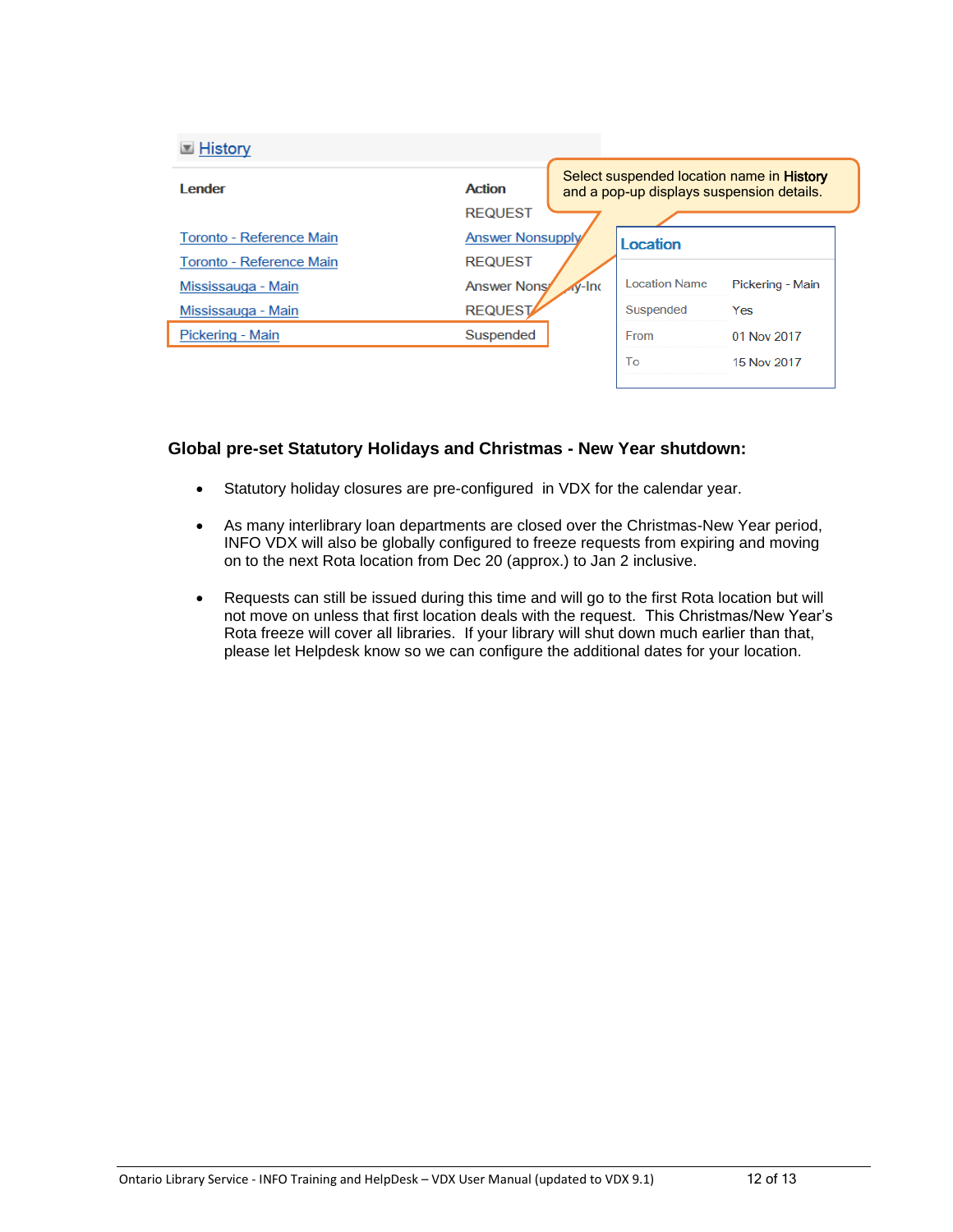**History**

| Lender | Action |
| --- | --- |
| | REQUEST |
| Toronto - Reference Main | Answer Nonsupply |
| Toronto - Reference Main | REQUEST |
| Mississauga - Main | Answer Nonsupply-Inc |
| Mississauga - Main | REQUEST |
| Pickering - Main | Suspended |

Select suspended location name in **History** and a pop-up displays suspension details.

**Location**

| | |
| --- | --- |
| Location Name | Pickering - Main |
| Suspended | Yes |
| From | 01 Nov 2017 |
| To | 15 Nov 2017 |

### Global pre-set Statutory Holidays and Christmas - New Year shutdown:

- Statutory holiday closures are pre-configured in VDX for the calendar year.
- As many interlibrary loan departments are closed over the Christmas-New Year period, INFO VDX will also be globally configured to freeze requests from expiring and moving on to the next Rota location from Dec 20 (approx.) to Jan 2 inclusive.
- Requests can still be issued during this time and will go to the first Rota location but will not move on unless that first location deals with the request. This Christmas/New Year's Rota freeze will cover all libraries. If your library will shut down much earlier than that, please let Helpdesk know so we can configure the additional dates for your location.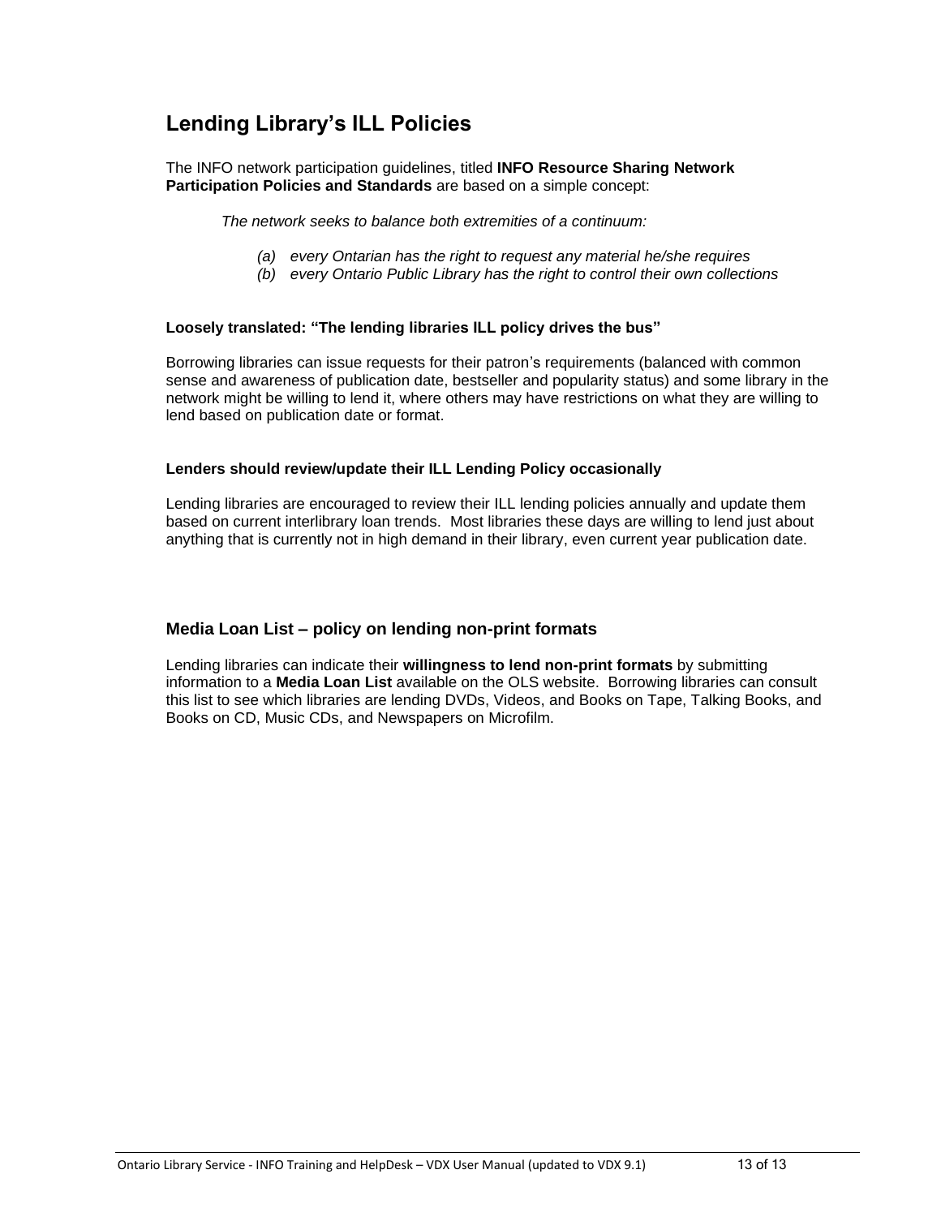## Lending Library's ILL Policies

The INFO network participation guidelines, titled **INFO Resource Sharing Network Participation Policies and Standards** are based on a simple concept:

*The network seeks to balance both extremities of a continuum:*

*(a) every Ontarian has the right to request any material he/she requires*
*(b) every Ontario Public Library has the right to control their own collections*

**Loosely translated: "The lending libraries ILL policy drives the bus"**

Borrowing libraries can issue requests for their patron's requirements (balanced with common sense and awareness of publication date, bestseller and popularity status) and some library in the network might be willing to lend it, where others may have restrictions on what they are willing to lend based on publication date or format.

**Lenders should review/update their ILL Lending Policy occasionally**

Lending libraries are encouraged to review their ILL lending policies annually and update them based on current interlibrary loan trends. Most libraries these days are willing to lend just about anything that is currently not in high demand in their library, even current year publication date.

### Media Loan List – policy on lending non-print formats

Lending libraries can indicate their **willingness to lend non-print formats** by submitting information to a **Media Loan List** available on the OLS website. Borrowing libraries can consult this list to see which libraries are lending DVDs, Videos, and Books on Tape, Talking Books, and Books on CD, Music CDs, and Newspapers on Microfilm.